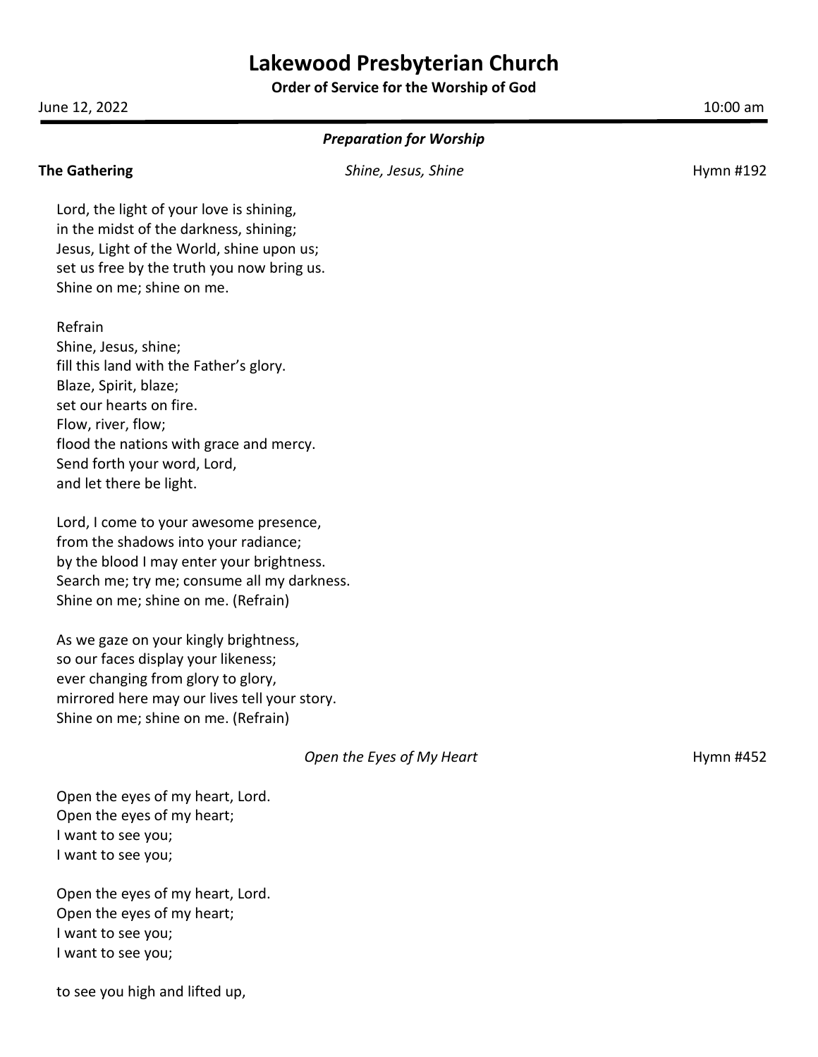# Lakewood Presbyterian Church

**Order of Service for the Worship of God**

June 12, 2022 10:00 am

---

***Preparation for Worship***

**The Gathering** *Shine, Jesus, Shine* Hymn #192

Lord, the light of your love is shining,
in the midst of the darkness, shining;
Jesus, Light of the World, shine upon us;
set us free by the truth you now bring us.
Shine on me; shine on me.

Refrain
Shine, Jesus, shine;
fill this land with the Father's glory.
Blaze, Spirit, blaze;
set our hearts on fire.
Flow, river, flow;
flood the nations with grace and mercy.
Send forth your word, Lord,
and let there be light.

Lord, I come to your awesome presence,
from the shadows into your radiance;
by the blood I may enter your brightness.
Search me; try me; consume all my darkness.
Shine on me; shine on me. (Refrain)

As we gaze on your kingly brightness,
so our faces display your likeness;
ever changing from glory to glory,
mirrored here may our lives tell your story.
Shine on me; shine on me. (Refrain)

*Open the Eyes of My Heart* Hymn #452

Open the eyes of my heart, Lord.
Open the eyes of my heart;
I want to see you;
I want to see you;

Open the eyes of my heart, Lord.
Open the eyes of my heart;
I want to see you;
I want to see you;

to see you high and lifted up,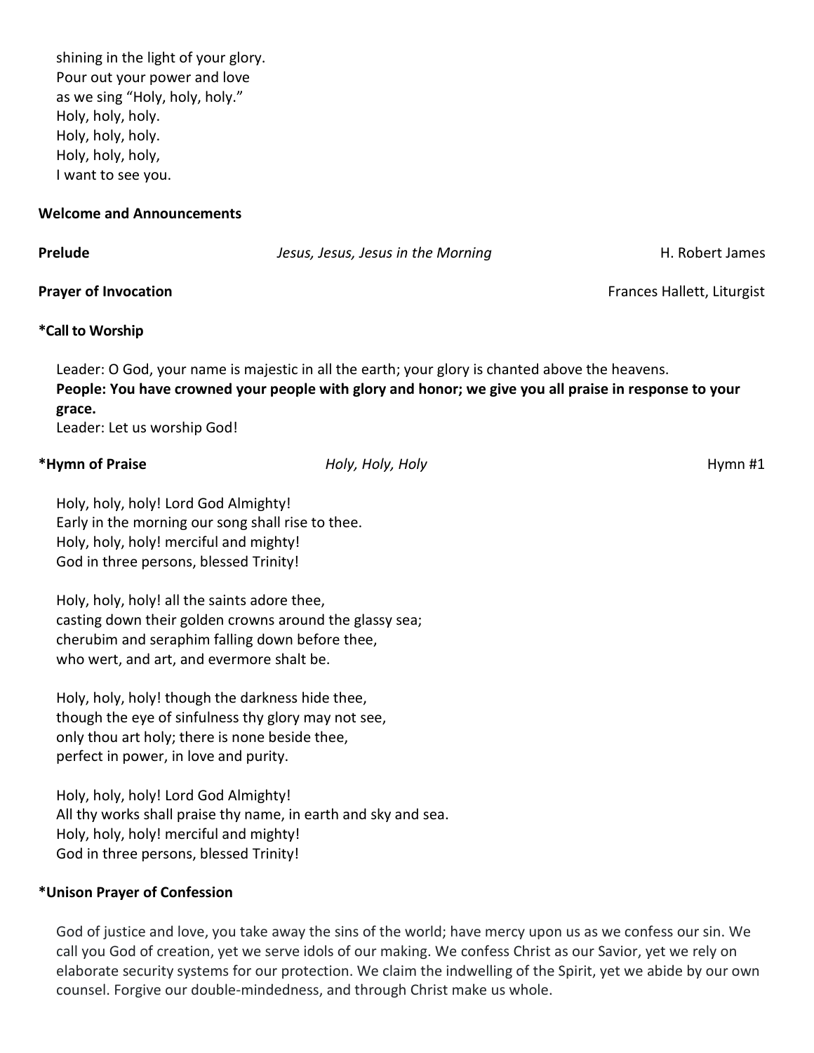shining in the light of your glory.
Pour out your power and love
as we sing "Holy, holy, holy."
Holy, holy, holy.
Holy, holy, holy.
Holy, holy, holy,
I want to see you.

**Welcome and Announcements**

**Prelude** *Jesus, Jesus, Jesus in the Morning* H. Robert James

**Prayer of Invocation** Frances Hallett, Liturgist

**\*Call to Worship**

Leader: O God, your name is majestic in all the earth; your glory is chanted above the heavens.
**People: You have crowned your people with glory and honor; we give you all praise in response to your grace.**
Leader: Let us worship God!

**\*Hymn of Praise** *Holy, Holy, Holy* Hymn #1

Holy, holy, holy! Lord God Almighty!
Early in the morning our song shall rise to thee.
Holy, holy, holy! merciful and mighty!
God in three persons, blessed Trinity!

Holy, holy, holy! all the saints adore thee,
casting down their golden crowns around the glassy sea;
cherubim and seraphim falling down before thee,
who wert, and art, and evermore shalt be.

Holy, holy, holy! though the darkness hide thee,
though the eye of sinfulness thy glory may not see,
only thou art holy; there is none beside thee,
perfect in power, in love and purity.

Holy, holy, holy! Lord God Almighty!
All thy works shall praise thy name, in earth and sky and sea.
Holy, holy, holy! merciful and mighty!
God in three persons, blessed Trinity!

**\*Unison Prayer of Confession**

God of justice and love, you take away the sins of the world; have mercy upon us as we confess our sin. We call you God of creation, yet we serve idols of our making. We confess Christ as our Savior, yet we rely on elaborate security systems for our protection. We claim the indwelling of the Spirit, yet we abide by our own counsel. Forgive our double-mindedness, and through Christ make us whole.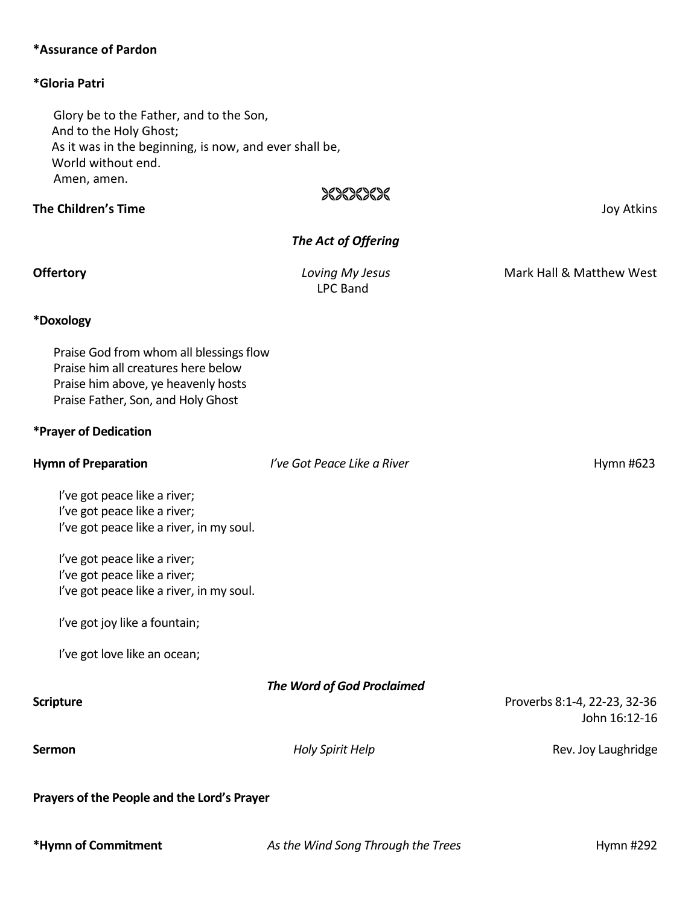**\*Assurance of Pardon**

**\*Gloria Patri**

Glory be to the Father, and to the Son,
And to the Holy Ghost;
As it was in the beginning, is now, and ever shall be,
World without end.
Amen, amen.

**The Children's Time** Joy Atkins

### *The Act of Offering*

**Offertory** *Loving My Jesus* Mark Hall & Matthew West
LPC Band

**\*Doxology**

Praise God from whom all blessings flow
Praise him all creatures here below
Praise him above, ye heavenly hosts
Praise Father, Son, and Holy Ghost

**\*Prayer of Dedication**

**Hymn of Preparation** *I've Got Peace Like a River* Hymn #623

I've got peace like a river;
I've got peace like a river;
I've got peace like a river, in my soul.

I've got peace like a river;
I've got peace like a river;
I've got peace like a river, in my soul.

I've got joy like a fountain;

I've got love like an ocean;

### *The Word of God Proclaimed*

**Scripture** Proverbs 8:1-4, 22-23, 32-36
John 16:12-16

**Sermon** *Holy Spirit Help* Rev. Joy Laughridge

**Prayers of the People and the Lord's Prayer**

**\*Hymn of Commitment** *As the Wind Song Through the Trees* Hymn #292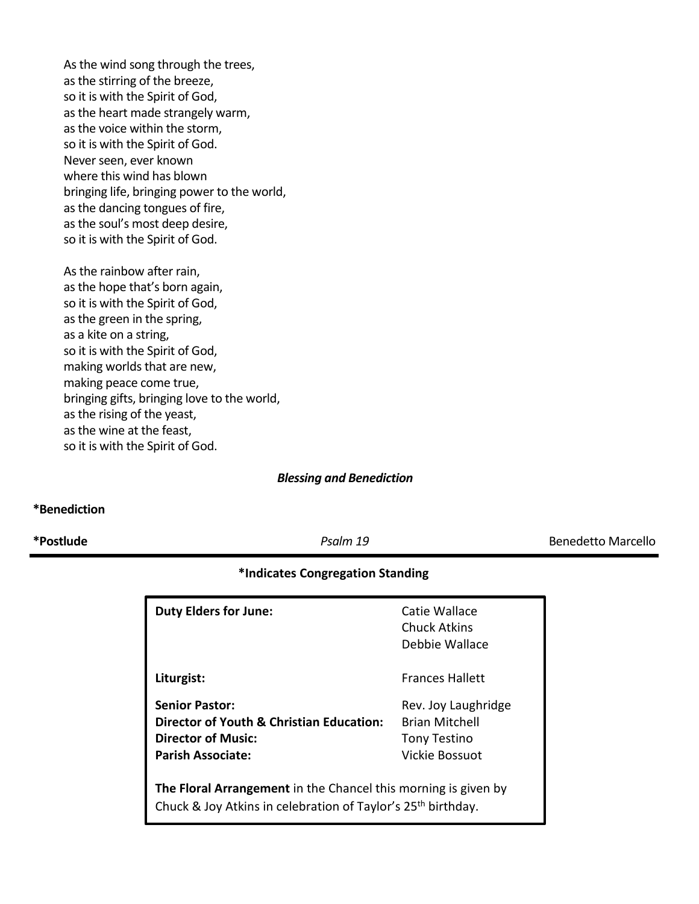As the wind song through the trees,  
as the stirring of the breeze,  
so it is with the Spirit of God,  
as the heart made strangely warm,  
as the voice within the storm,  
so it is with the Spirit of God.  
Never seen, ever known  
where this wind has blown  
bringing life, bringing power to the world,  
as the dancing tongues of fire,  
as the soul's most deep desire,  
so it is with the Spirit of God.

As the rainbow after rain,  
as the hope that's born again,  
so it is with the Spirit of God,  
as the green in the spring,  
as a kite on a string,  
so it is with the Spirit of God,  
making worlds that are new,  
making peace come true,  
bringing gifts, bringing love to the world,  
as the rising of the yeast,  
as the wine at the feast,  
so it is with the Spirit of God.

***Blessing and Benediction***

**\*Benediction**

**\*Postlude** *Psalm 19* Benedetto Marcello

---

**\*Indicates Congregation Standing**

| | |
|---|---|
| **Duty Elders for June:** | Catie Wallace<br>Chuck Atkins<br>Debbie Wallace |
| **Liturgist:** | Frances Hallett |
| **Senior Pastor:** | Rev. Joy Laughridge |
| **Director of Youth & Christian Education:** | Brian Mitchell |
| **Director of Music:** | Tony Testino |
| **Parish Associate:** | Vickie Bossuot |

**The Floral Arrangement** in the Chancel this morning is given by Chuck & Joy Atkins in celebration of Taylor's 25th birthday.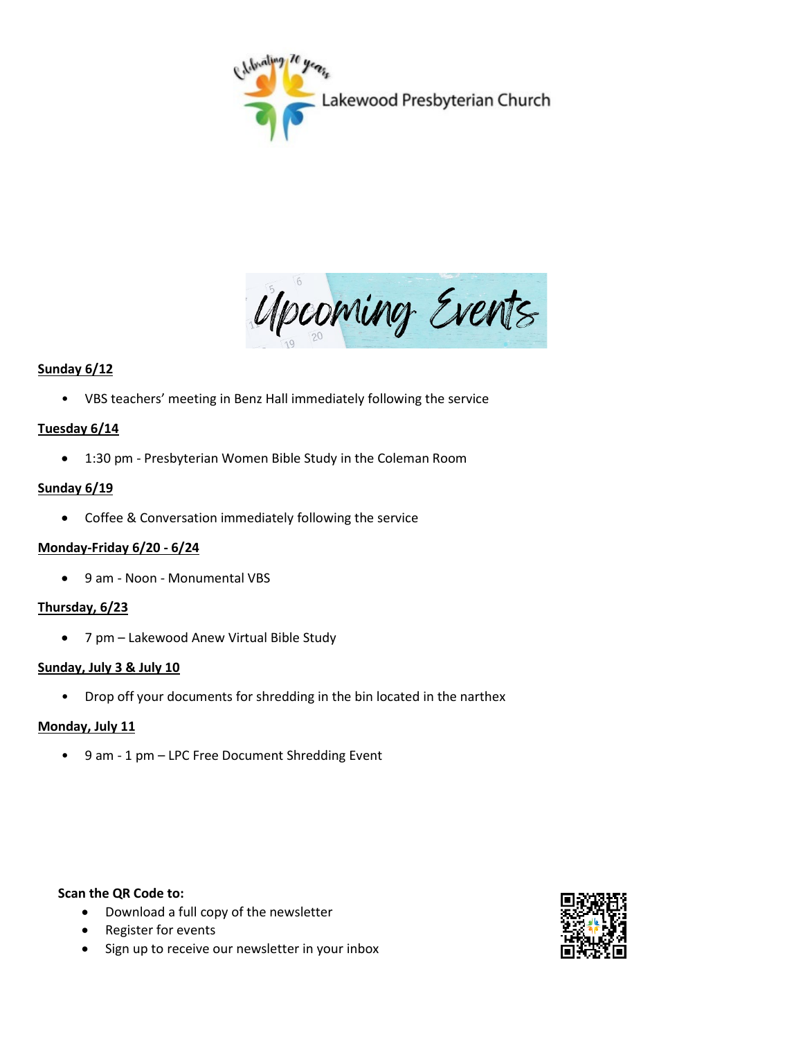Celebrating 70 years

Lakewood Presbyterian Church

# Upcoming Events

**Sunday 6/12**

- VBS teachers' meeting in Benz Hall immediately following the service

**Tuesday 6/14**

- 1:30 pm - Presbyterian Women Bible Study in the Coleman Room

**Sunday 6/19**

- Coffee & Conversation immediately following the service

**Monday-Friday 6/20 - 6/24**

- 9 am - Noon - Monumental VBS

**Thursday, 6/23**

- 7 pm – Lakewood Anew Virtual Bible Study

**Sunday, July 3 & July 10**

- Drop off your documents for shredding in the bin located in the narthex

**Monday, July 11**

- 9 am - 1 pm – LPC Free Document Shredding Event

**Scan the QR Code to:**

- Download a full copy of the newsletter
- Register for events
- Sign up to receive our newsletter in your inbox